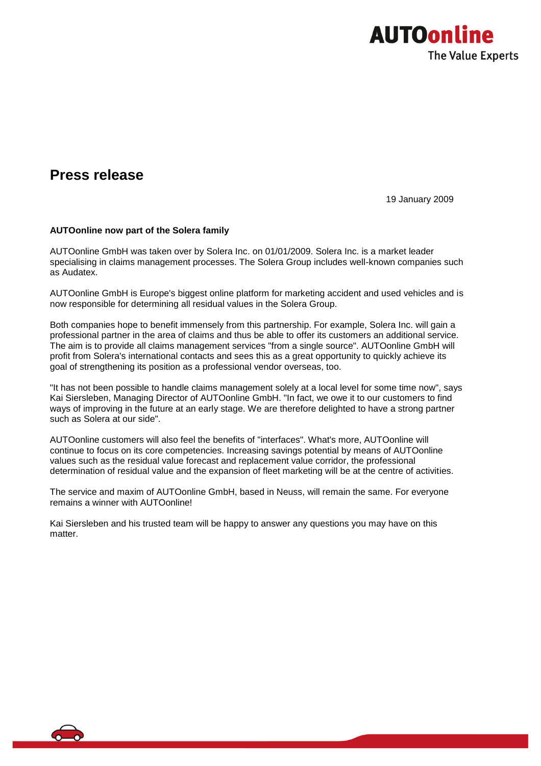AUTOonline
The Value Experts

# Press release

19 January 2009

**AUTOonline now part of the Solera family**

AUTOonline GmbH was taken over by Solera Inc. on 01/01/2009. Solera Inc. is a market leader specialising in claims management processes. The Solera Group includes well-known companies such as Audatex.

AUTOonline GmbH is Europe's biggest online platform for marketing accident and used vehicles and is now responsible for determining all residual values in the Solera Group.

Both companies hope to benefit immensely from this partnership. For example, Solera Inc. will gain a professional partner in the area of claims and thus be able to offer its customers an additional service. The aim is to provide all claims management services "from a single source". AUTOonline GmbH will profit from Solera's international contacts and sees this as a great opportunity to quickly achieve its goal of strengthening its position as a professional vendor overseas, too.

"It has not been possible to handle claims management solely at a local level for some time now", says Kai Siersleben, Managing Director of AUTOonline GmbH. "In fact, we owe it to our customers to find ways of improving in the future at an early stage. We are therefore delighted to have a strong partner such as Solera at our side".

AUTOonline customers will also feel the benefits of "interfaces". What's more, AUTOonline will continue to focus on its core competencies. Increasing savings potential by means of AUTOonline values such as the residual value forecast and replacement value corridor, the professional determination of residual value and the expansion of fleet marketing will be at the centre of activities.

The service and maxim of AUTOonline GmbH, based in Neuss, will remain the same. For everyone remains a winner with AUTOonline!

Kai Siersleben and his trusted team will be happy to answer any questions you may have on this matter.